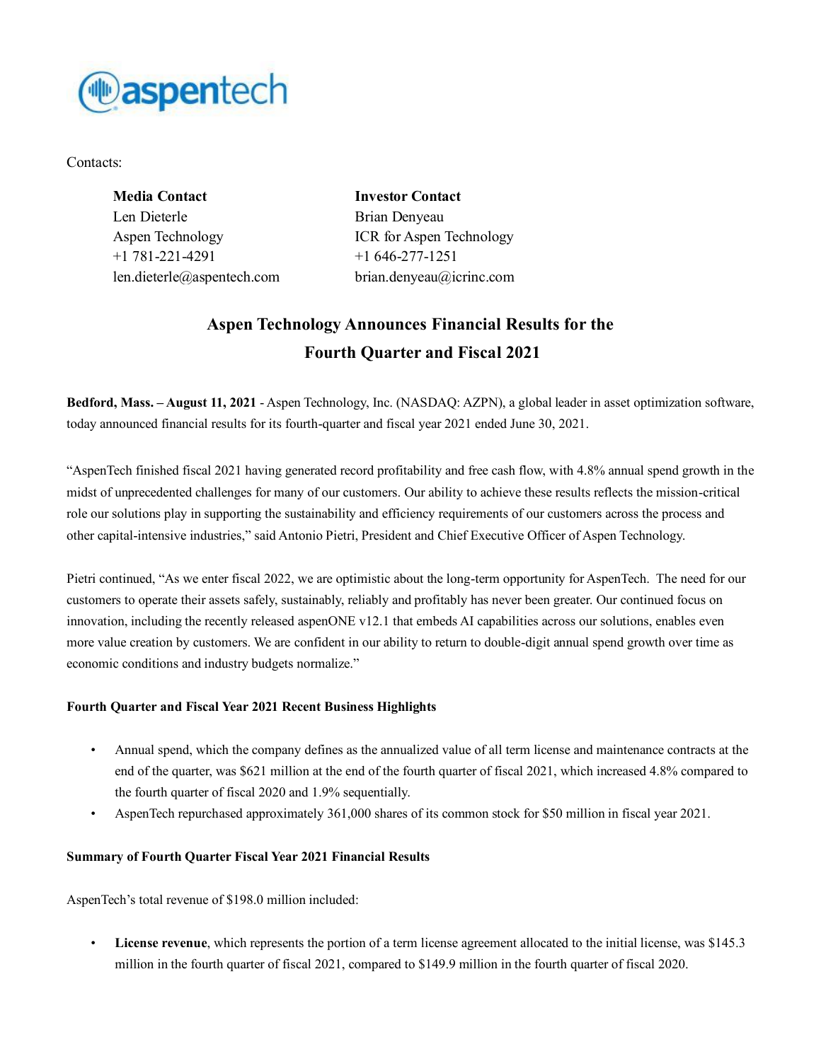aspentech

Contacts:

**Media Contact**
Len Dieterle
Aspen Technology
+1 781-221-4291
len.dieterle@aspentech.com

**Investor Contact**
Brian Denyeau
ICR for Aspen Technology
+1 646-277-1251
brian.denyeau@icrinc.com

## Aspen Technology Announces Financial Results for the Fourth Quarter and Fiscal 2021

**Bedford, Mass. – August 11, 2021** - Aspen Technology, Inc. (NASDAQ: AZPN), a global leader in asset optimization software, today announced financial results for its fourth-quarter and fiscal year 2021 ended June 30, 2021.

"AspenTech finished fiscal 2021 having generated record profitability and free cash flow, with 4.8% annual spend growth in the midst of unprecedented challenges for many of our customers. Our ability to achieve these results reflects the mission-critical role our solutions play in supporting the sustainability and efficiency requirements of our customers across the process and other capital-intensive industries," said Antonio Pietri, President and Chief Executive Officer of Aspen Technology.

Pietri continued, "As we enter fiscal 2022, we are optimistic about the long-term opportunity for AspenTech. The need for our customers to operate their assets safely, sustainably, reliably and profitably has never been greater. Our continued focus on innovation, including the recently released aspenONE v12.1 that embeds AI capabilities across our solutions, enables even more value creation by customers. We are confident in our ability to return to double-digit annual spend growth over time as economic conditions and industry budgets normalize."

### Fourth Quarter and Fiscal Year 2021 Recent Business Highlights

- Annual spend, which the company defines as the annualized value of all term license and maintenance contracts at the end of the quarter, was $621 million at the end of the fourth quarter of fiscal 2021, which increased 4.8% compared to the fourth quarter of fiscal 2020 and 1.9% sequentially.
- AspenTech repurchased approximately 361,000 shares of its common stock for $50 million in fiscal year 2021.

### Summary of Fourth Quarter Fiscal Year 2021 Financial Results

AspenTech's total revenue of $198.0 million included:

- **License revenue**, which represents the portion of a term license agreement allocated to the initial license, was $145.3 million in the fourth quarter of fiscal 2021, compared to $149.9 million in the fourth quarter of fiscal 2020.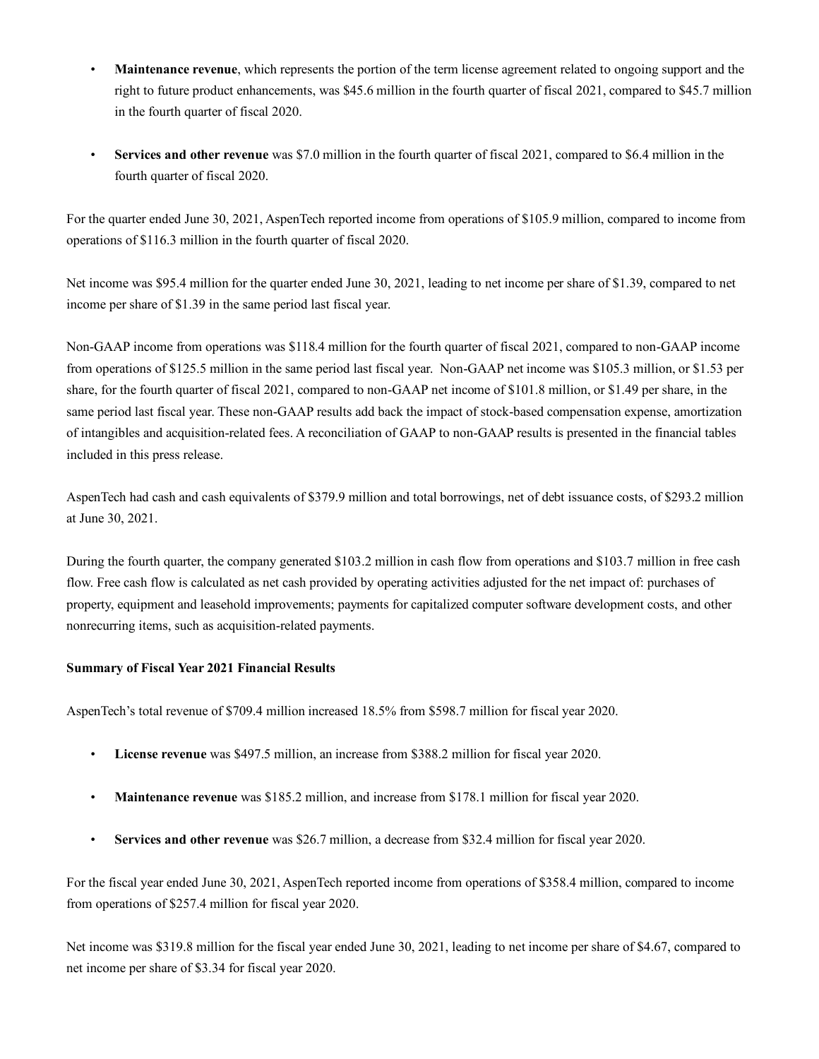- **Maintenance revenue**, which represents the portion of the term license agreement related to ongoing support and the right to future product enhancements, was $45.6 million in the fourth quarter of fiscal 2021, compared to $45.7 million in the fourth quarter of fiscal 2020.

- **Services and other revenue** was $7.0 million in the fourth quarter of fiscal 2021, compared to $6.4 million in the fourth quarter of fiscal 2020.

For the quarter ended June 30, 2021, AspenTech reported income from operations of $105.9 million, compared to income from operations of $116.3 million in the fourth quarter of fiscal 2020.

Net income was $95.4 million for the quarter ended June 30, 2021, leading to net income per share of $1.39, compared to net income per share of $1.39 in the same period last fiscal year.

Non-GAAP income from operations was $118.4 million for the fourth quarter of fiscal 2021, compared to non-GAAP income from operations of $125.5 million in the same period last fiscal year. Non-GAAP net income was $105.3 million, or $1.53 per share, for the fourth quarter of fiscal 2021, compared to non-GAAP net income of $101.8 million, or $1.49 per share, in the same period last fiscal year. These non-GAAP results add back the impact of stock-based compensation expense, amortization of intangibles and acquisition-related fees. A reconciliation of GAAP to non-GAAP results is presented in the financial tables included in this press release.

AspenTech had cash and cash equivalents of $379.9 million and total borrowings, net of debt issuance costs, of $293.2 million at June 30, 2021.

During the fourth quarter, the company generated $103.2 million in cash flow from operations and $103.7 million in free cash flow. Free cash flow is calculated as net cash provided by operating activities adjusted for the net impact of: purchases of property, equipment and leasehold improvements; payments for capitalized computer software development costs, and other nonrecurring items, such as acquisition-related payments.

**Summary of Fiscal Year 2021 Financial Results**

AspenTech's total revenue of $709.4 million increased 18.5% from $598.7 million for fiscal year 2020.

- **License revenue** was $497.5 million, an increase from $388.2 million for fiscal year 2020.

- **Maintenance revenue** was $185.2 million, and increase from $178.1 million for fiscal year 2020.

- **Services and other revenue** was $26.7 million, a decrease from $32.4 million for fiscal year 2020.

For the fiscal year ended June 30, 2021, AspenTech reported income from operations of $358.4 million, compared to income from operations of $257.4 million for fiscal year 2020.

Net income was $319.8 million for the fiscal year ended June 30, 2021, leading to net income per share of $4.67, compared to net income per share of $3.34 for fiscal year 2020.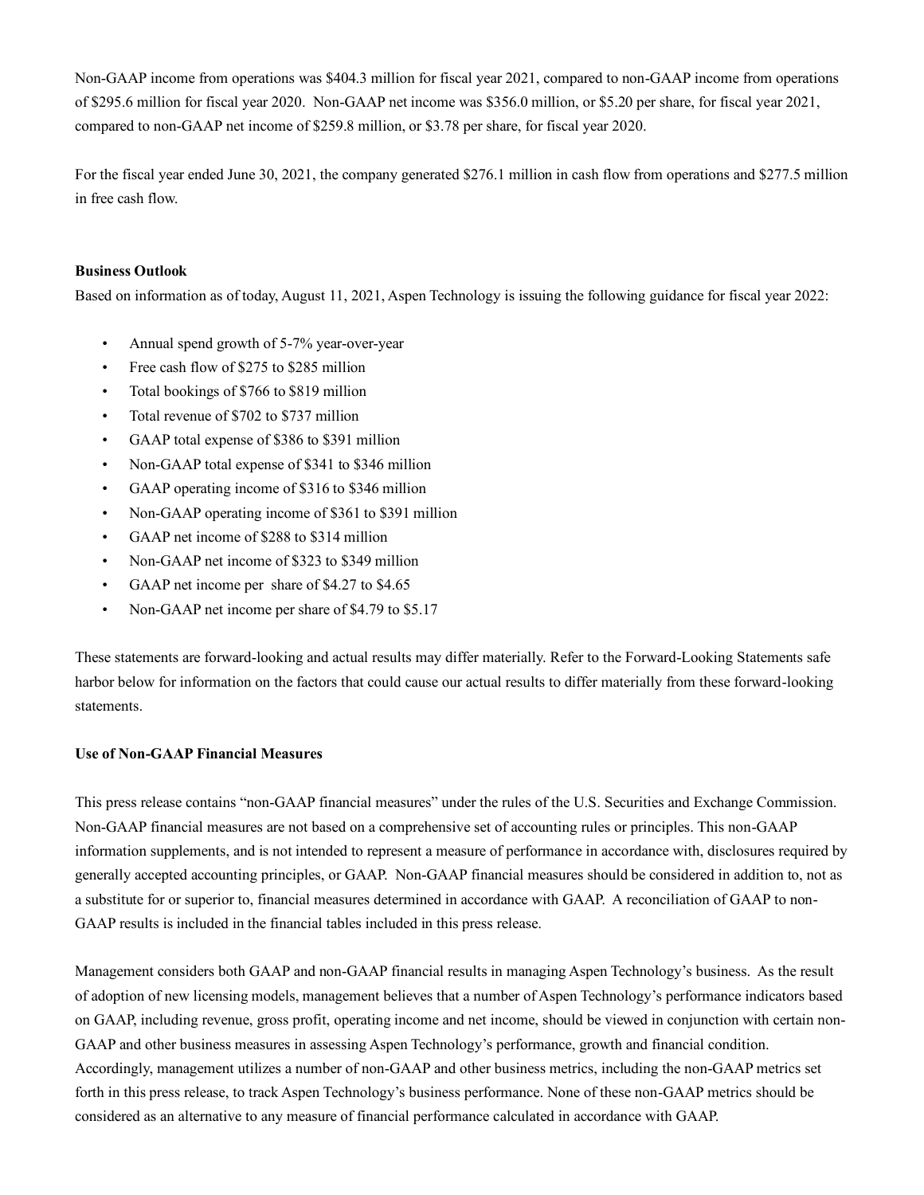Non-GAAP income from operations was $404.3 million for fiscal year 2021, compared to non-GAAP income from operations of $295.6 million for fiscal year 2020. Non-GAAP net income was $356.0 million, or $5.20 per share, for fiscal year 2021, compared to non-GAAP net income of $259.8 million, or $3.78 per share, for fiscal year 2020.

For the fiscal year ended June 30, 2021, the company generated $276.1 million in cash flow from operations and $277.5 million in free cash flow.

**Business Outlook**

Based on information as of today, August 11, 2021, Aspen Technology is issuing the following guidance for fiscal year 2022:

- Annual spend growth of 5-7% year-over-year
- Free cash flow of $275 to $285 million
- Total bookings of $766 to $819 million
- Total revenue of $702 to $737 million
- GAAP total expense of $386 to $391 million
- Non-GAAP total expense of $341 to $346 million
- GAAP operating income of $316 to $346 million
- Non-GAAP operating income of $361 to $391 million
- GAAP net income of $288 to $314 million
- Non-GAAP net income of $323 to $349 million
- GAAP net income per share of $4.27 to $4.65
- Non-GAAP net income per share of $4.79 to $5.17

These statements are forward-looking and actual results may differ materially. Refer to the Forward-Looking Statements safe harbor below for information on the factors that could cause our actual results to differ materially from these forward-looking statements.

**Use of Non-GAAP Financial Measures**

This press release contains "non-GAAP financial measures" under the rules of the U.S. Securities and Exchange Commission. Non-GAAP financial measures are not based on a comprehensive set of accounting rules or principles. This non-GAAP information supplements, and is not intended to represent a measure of performance in accordance with, disclosures required by generally accepted accounting principles, or GAAP. Non-GAAP financial measures should be considered in addition to, not as a substitute for or superior to, financial measures determined in accordance with GAAP. A reconciliation of GAAP to non-GAAP results is included in the financial tables included in this press release.

Management considers both GAAP and non-GAAP financial results in managing Aspen Technology's business. As the result of adoption of new licensing models, management believes that a number of Aspen Technology's performance indicators based on GAAP, including revenue, gross profit, operating income and net income, should be viewed in conjunction with certain non-GAAP and other business measures in assessing Aspen Technology's performance, growth and financial condition. Accordingly, management utilizes a number of non-GAAP and other business metrics, including the non-GAAP metrics set forth in this press release, to track Aspen Technology's business performance. None of these non-GAAP metrics should be considered as an alternative to any measure of financial performance calculated in accordance with GAAP.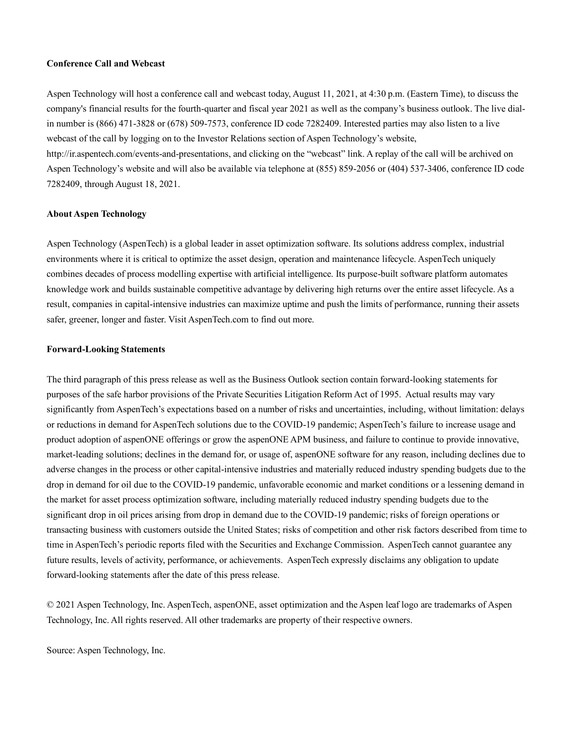**Conference Call and Webcast**

Aspen Technology will host a conference call and webcast today, August 11, 2021, at 4:30 p.m. (Eastern Time), to discuss the company's financial results for the fourth-quarter and fiscal year 2021 as well as the company's business outlook. The live dial-in number is (866) 471-3828 or (678) 509-7573, conference ID code 7282409. Interested parties may also listen to a live webcast of the call by logging on to the Investor Relations section of Aspen Technology's website, http://ir.aspentech.com/events-and-presentations, and clicking on the "webcast" link. A replay of the call will be archived on Aspen Technology's website and will also be available via telephone at (855) 859-2056 or (404) 537-3406, conference ID code 7282409, through August 18, 2021.

**About Aspen Technology**

Aspen Technology (AspenTech) is a global leader in asset optimization software. Its solutions address complex, industrial environments where it is critical to optimize the asset design, operation and maintenance lifecycle. AspenTech uniquely combines decades of process modelling expertise with artificial intelligence. Its purpose-built software platform automates knowledge work and builds sustainable competitive advantage by delivering high returns over the entire asset lifecycle. As a result, companies in capital-intensive industries can maximize uptime and push the limits of performance, running their assets safer, greener, longer and faster. Visit AspenTech.com to find out more.

**Forward-Looking Statements**

The third paragraph of this press release as well as the Business Outlook section contain forward-looking statements for purposes of the safe harbor provisions of the Private Securities Litigation Reform Act of 1995. Actual results may vary significantly from AspenTech's expectations based on a number of risks and uncertainties, including, without limitation: delays or reductions in demand for AspenTech solutions due to the COVID-19 pandemic; AspenTech's failure to increase usage and product adoption of aspenONE offerings or grow the aspenONE APM business, and failure to continue to provide innovative, market-leading solutions; declines in the demand for, or usage of, aspenONE software for any reason, including declines due to adverse changes in the process or other capital-intensive industries and materially reduced industry spending budgets due to the drop in demand for oil due to the COVID-19 pandemic, unfavorable economic and market conditions or a lessening demand in the market for asset process optimization software, including materially reduced industry spending budgets due to the significant drop in oil prices arising from drop in demand due to the COVID-19 pandemic; risks of foreign operations or transacting business with customers outside the United States; risks of competition and other risk factors described from time to time in AspenTech's periodic reports filed with the Securities and Exchange Commission. AspenTech cannot guarantee any future results, levels of activity, performance, or achievements. AspenTech expressly disclaims any obligation to update forward-looking statements after the date of this press release.

© 2021 Aspen Technology, Inc. AspenTech, aspenONE, asset optimization and the Aspen leaf logo are trademarks of Aspen Technology, Inc. All rights reserved. All other trademarks are property of their respective owners.

Source: Aspen Technology, Inc.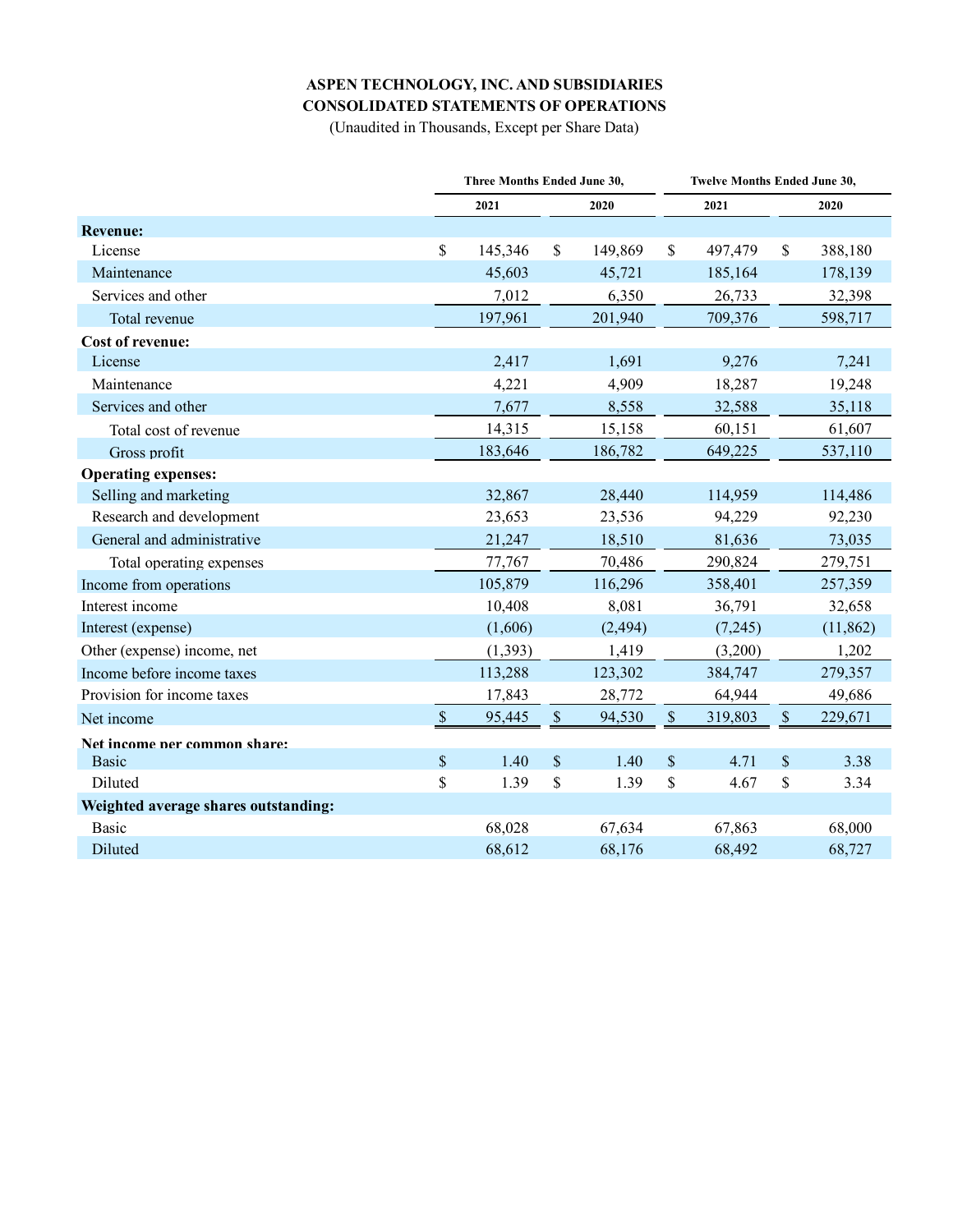**ASPEN TECHNOLOGY, INC. AND SUBSIDIARIES**
**CONSOLIDATED STATEMENTS OF OPERATIONS**
(Unaudited in Thousands, Except per Share Data)

| | Three Months Ended June 30, | | Twelve Months Ended June 30, | |
|---|---|---|---|---|
| | 2021 | 2020 | 2021 | 2020 |
| **Revenue:** | | | | |
| License | $ 145,346 | $ 149,869 | $ 497,479 | $ 388,180 |
| Maintenance | 45,603 | 45,721 | 185,164 | 178,139 |
| Services and other | 7,012 | 6,350 | 26,733 | 32,398 |
| Total revenue | 197,961 | 201,940 | 709,376 | 598,717 |
| **Cost of revenue:** | | | | |
| License | 2,417 | 1,691 | 9,276 | 7,241 |
| Maintenance | 4,221 | 4,909 | 18,287 | 19,248 |
| Services and other | 7,677 | 8,558 | 32,588 | 35,118 |
| Total cost of revenue | 14,315 | 15,158 | 60,151 | 61,607 |
| Gross profit | 183,646 | 186,782 | 649,225 | 537,110 |
| **Operating expenses:** | | | | |
| Selling and marketing | 32,867 | 28,440 | 114,959 | 114,486 |
| Research and development | 23,653 | 23,536 | 94,229 | 92,230 |
| General and administrative | 21,247 | 18,510 | 81,636 | 73,035 |
| Total operating expenses | 77,767 | 70,486 | 290,824 | 279,751 |
| Income from operations | 105,879 | 116,296 | 358,401 | 257,359 |
| Interest income | 10,408 | 8,081 | 36,791 | 32,658 |
| Interest (expense) | (1,606) | (2,494) | (7,245) | (11,862) |
| Other (expense) income, net | (1,393) | 1,419 | (3,200) | 1,202 |
| Income before income taxes | 113,288 | 123,302 | 384,747 | 279,357 |
| Provision for income taxes | 17,843 | 28,772 | 64,944 | 49,686 |
| Net income | $ 95,445 | $ 94,530 | $ 319,803 | $ 229,671 |
| **Net income per common share:** | | | | |
| Basic | $ 1.40 | $ 1.40 | $ 4.71 | $ 3.38 |
| Diluted | $ 1.39 | $ 1.39 | $ 4.67 | $ 3.34 |
| **Weighted average shares outstanding:** | | | | |
| Basic | 68,028 | 67,634 | 67,863 | 68,000 |
| Diluted | 68,612 | 68,176 | 68,492 | 68,727 |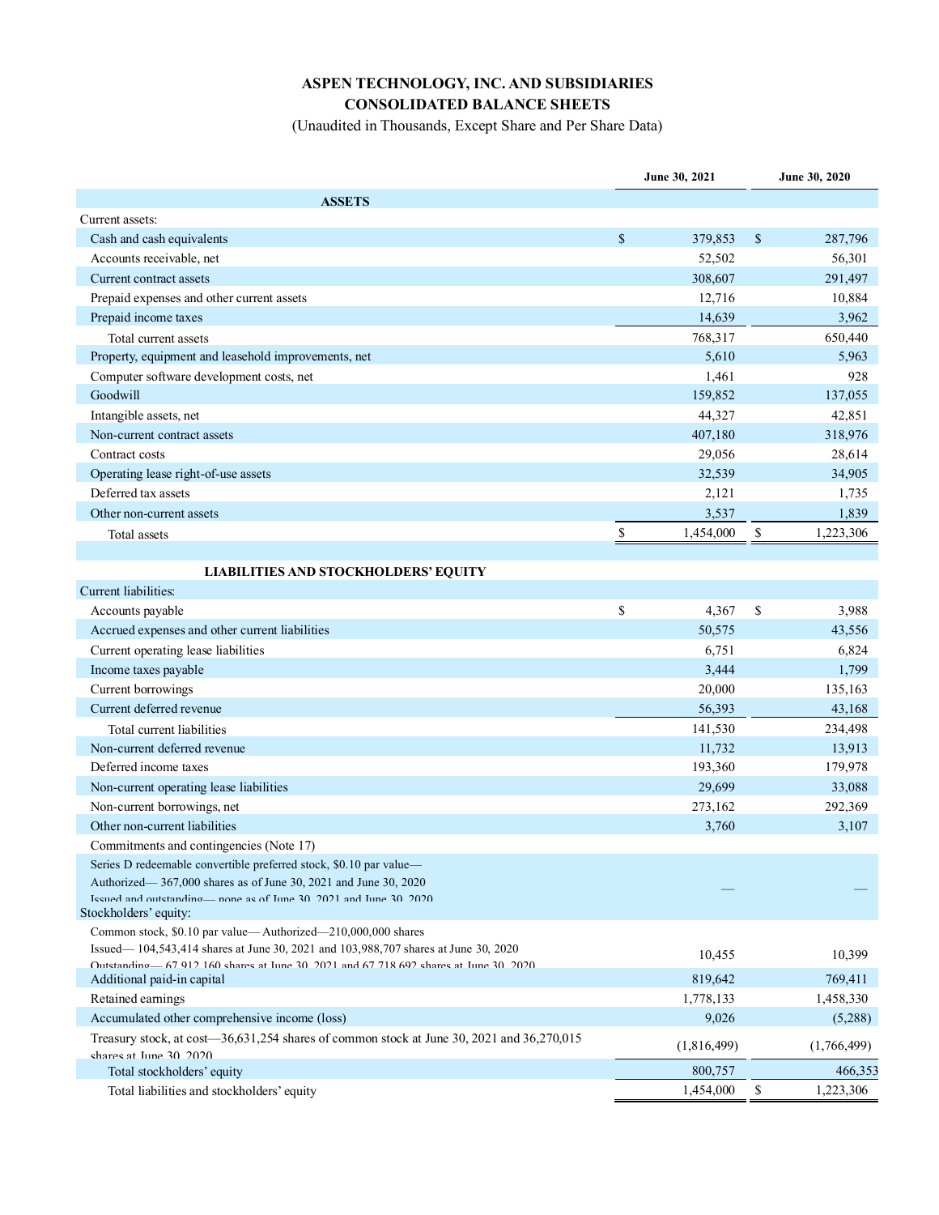**ASPEN TECHNOLOGY, INC. AND SUBSIDIARIES**
**CONSOLIDATED BALANCE SHEETS**
(Unaudited in Thousands, Except Share and Per Share Data)

| | June 30, 2021 | June 30, 2020 |
|---|---|---|
| **ASSETS** | | |
| Current assets: | | |
| Cash and cash equivalents | $ 379,853 | $ 287,796 |
| Accounts receivable, net | 52,502 | 56,301 |
| Current contract assets | 308,607 | 291,497 |
| Prepaid expenses and other current assets | 12,716 | 10,884 |
| Prepaid income taxes | 14,639 | 3,962 |
| Total current assets | 768,317 | 650,440 |
| Property, equipment and leasehold improvements, net | 5,610 | 5,963 |
| Computer software development costs, net | 1,461 | 928 |
| Goodwill | 159,852 | 137,055 |
| Intangible assets, net | 44,327 | 42,851 |
| Non-current contract assets | 407,180 | 318,976 |
| Contract costs | 29,056 | 28,614 |
| Operating lease right-of-use assets | 32,539 | 34,905 |
| Deferred tax assets | 2,121 | 1,735 |
| Other non-current assets | 3,537 | 1,839 |
| Total assets | $ 1,454,000 | $ 1,223,306 |
| **LIABILITIES AND STOCKHOLDERS' EQUITY** | | |
| Current liabilities: | | |
| Accounts payable | $ 4,367 | $ 3,988 |
| Accrued expenses and other current liabilities | 50,575 | 43,556 |
| Current operating lease liabilities | 6,751 | 6,824 |
| Income taxes payable | 3,444 | 1,799 |
| Current borrowings | 20,000 | 135,163 |
| Current deferred revenue | 56,393 | 43,168 |
| Total current liabilities | 141,530 | 234,498 |
| Non-current deferred revenue | 11,732 | 13,913 |
| Deferred income taxes | 193,360 | 179,978 |
| Non-current operating lease liabilities | 29,699 | 33,088 |
| Non-current borrowings, net | 273,162 | 292,369 |
| Other non-current liabilities | 3,760 | 3,107 |
| Commitments and contingencies (Note 17) | | |
| Series D redeemable convertible preferred stock, $0.10 par value— Authorized— 367,000 shares as of June 30, 2021 and June 30, 2020 Issued and outstanding— none as of June 30, 2021 and June 30, 2020 | — | — |
| Stockholders' equity: | | |
| Common stock, $0.10 par value— Authorized—210,000,000 shares Issued— 104,543,414 shares at June 30, 2021 and 103,988,707 shares at June 30, 2020 Outstanding— 67,912,160 shares at June 30, 2021 and 67,718,692 shares at June 30, 2020 | 10,455 | 10,399 |
| Additional paid-in capital | 819,642 | 769,411 |
| Retained earnings | 1,778,133 | 1,458,330 |
| Accumulated other comprehensive income (loss) | 9,026 | (5,288) |
| Treasury stock, at cost—36,631,254 shares of common stock at June 30, 2021 and 36,270,015 shares at June 30, 2020 | (1,816,499) | (1,766,499) |
| Total stockholders' equity | 800,757 | 466,353 |
| Total liabilities and stockholders' equity | 1,454,000 | $ 1,223,306 |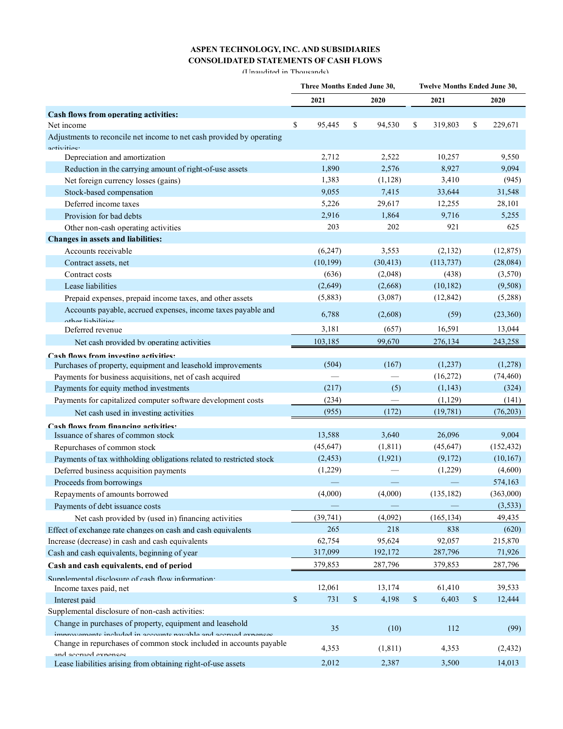**ASPEN TECHNOLOGY, INC. AND SUBSIDIARIES**
**CONSOLIDATED STATEMENTS OF CASH FLOWS**
(Unaudited in Thousands)

| | Three Months Ended June 30, | | Twelve Months Ended June 30, | |
|---|---|---|---|---|
| | 2021 | 2020 | 2021 | 2020 |
| **Cash flows from operating activities:** | | | | |
| Net income | $ 95,445 | $ 94,530 | $ 319,803 | $ 229,671 |
| Adjustments to reconcile net income to net cash provided by operating activities: | | | | |
| Depreciation and amortization | 2,712 | 2,522 | 10,257 | 9,550 |
| Reduction in the carrying amount of right-of-use assets | 1,890 | 2,576 | 8,927 | 9,094 |
| Net foreign currency losses (gains) | 1,383 | (1,128) | 3,410 | (945) |
| Stock-based compensation | 9,055 | 7,415 | 33,644 | 31,548 |
| Deferred income taxes | 5,226 | 29,617 | 12,255 | 28,101 |
| Provision for bad debts | 2,916 | 1,864 | 9,716 | 5,255 |
| Other non-cash operating activities | 203 | 202 | 921 | 625 |
| **Changes in assets and liabilities:** | | | | |
| Accounts receivable | (6,247) | 3,553 | (2,132) | (12,875) |
| Contract assets, net | (10,199) | (30,413) | (113,737) | (28,084) |
| Contract costs | (636) | (2,048) | (438) | (3,570) |
| Lease liabilities | (2,649) | (2,668) | (10,182) | (9,508) |
| Prepaid expenses, prepaid income taxes, and other assets | (5,883) | (3,087) | (12,842) | (5,288) |
| Accounts payable, accrued expenses, income taxes payable and other liabilities | 6,788 | (2,608) | (59) | (23,360) |
| Deferred revenue | 3,181 | (657) | 16,591 | 13,044 |
| Net cash provided by operating activities | 103,185 | 99,670 | 276,134 | 243,258 |
| **Cash flows from investing activities:** | | | | |
| Purchases of property, equipment and leasehold improvements | (504) | (167) | (1,237) | (1,278) |
| Payments for business acquisitions, net of cash acquired | — | — | (16,272) | (74,460) |
| Payments for equity method investments | (217) | (5) | (1,143) | (324) |
| Payments for capitalized computer software development costs | (234) | — | (1,129) | (141) |
| Net cash used in investing activities | (955) | (172) | (19,781) | (76,203) |
| **Cash flows from financing activities:** | | | | |
| Issuance of shares of common stock | 13,588 | 3,640 | 26,096 | 9,004 |
| Repurchases of common stock | (45,647) | (1,811) | (45,647) | (152,432) |
| Payments of tax withholding obligations related to restricted stock | (2,453) | (1,921) | (9,172) | (10,167) |
| Deferred business acquisition payments | (1,229) | — | (1,229) | (4,600) |
| Proceeds from borrowings | — | — | — | 574,163 |
| Repayments of amounts borrowed | (4,000) | (4,000) | (135,182) | (363,000) |
| Payments of debt issuance costs | — | — | — | (3,533) |
| Net cash provided by (used in) financing activities | (39,741) | (4,092) | (165,134) | 49,435 |
| Effect of exchange rate changes on cash and cash equivalents | 265 | 218 | 838 | (620) |
| Increase (decrease) in cash and cash equivalents | 62,754 | 95,624 | 92,057 | 215,870 |
| Cash and cash equivalents, beginning of year | 317,099 | 192,172 | 287,796 | 71,926 |
| **Cash and cash equivalents, end of period** | 379,853 | 287,796 | 379,853 | 287,796 |
| Supplemental disclosure of cash flow information: | | | | |
| Income taxes paid, net | 12,061 | 13,174 | 61,410 | 39,533 |
| Interest paid | $ 731 | $ 4,198 | $ 6,403 | $ 12,444 |
| Supplemental disclosure of non-cash activities: | | | | |
| Change in purchases of property, equipment and leasehold improvements included in accounts payable and accrued expenses | 35 | (10) | 112 | (99) |
| Change in repurchases of common stock included in accounts payable and accrued expenses | 4,353 | (1,811) | 4,353 | (2,432) |
| Lease liabilities arising from obtaining right-of-use assets | 2,012 | 2,387 | 3,500 | 14,013 |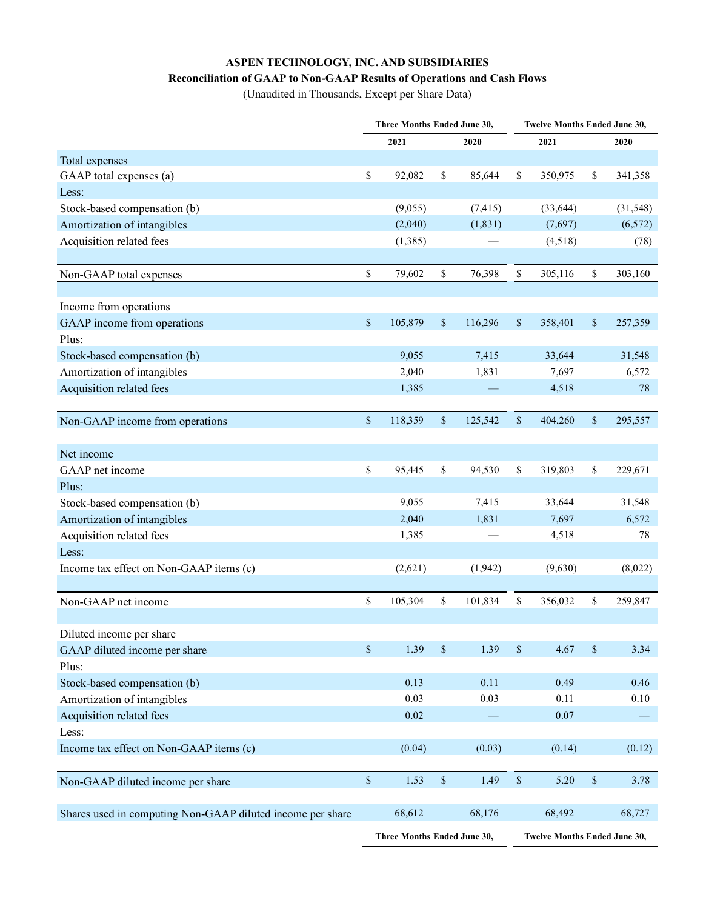**ASPEN TECHNOLOGY, INC. AND SUBSIDIARIES**

**Reconciliation of GAAP to Non-GAAP Results of Operations and Cash Flows**

(Unaudited in Thousands, Except per Share Data)

| | Three Months Ended June 30, | | Twelve Months Ended June 30, | |
|---|---|---|---|---|
| | **2021** | **2020** | **2021** | **2020** |
| Total expenses | | | | |
| GAAP total expenses (a) | $ 92,082 | $ 85,644 | $ 350,975 | $ 341,358 |
| Less: | | | | |
| Stock-based compensation (b) | (9,055) | (7,415) | (33,644) | (31,548) |
| Amortization of intangibles | (2,040) | (1,831) | (7,697) | (6,572) |
| Acquisition related fees | (1,385) | — | (4,518) | (78) |
| Non-GAAP total expenses | $ 79,602 | $ 76,398 | $ 305,116 | $ 303,160 |
| Income from operations | | | | |
| GAAP income from operations | $ 105,879 | $ 116,296 | $ 358,401 | $ 257,359 |
| Plus: | | | | |
| Stock-based compensation (b) | 9,055 | 7,415 | 33,644 | 31,548 |
| Amortization of intangibles | 2,040 | 1,831 | 7,697 | 6,572 |
| Acquisition related fees | 1,385 | — | 4,518 | 78 |
| Non-GAAP income from operations | $ 118,359 | $ 125,542 | $ 404,260 | $ 295,557 |
| Net income | | | | |
| GAAP net income | $ 95,445 | $ 94,530 | $ 319,803 | $ 229,671 |
| Plus: | | | | |
| Stock-based compensation (b) | 9,055 | 7,415 | 33,644 | 31,548 |
| Amortization of intangibles | 2,040 | 1,831 | 7,697 | 6,572 |
| Acquisition related fees | 1,385 | — | 4,518 | 78 |
| Less: | | | | |
| Income tax effect on Non-GAAP items (c) | (2,621) | (1,942) | (9,630) | (8,022) |
| Non-GAAP net income | $ 105,304 | $ 101,834 | $ 356,032 | $ 259,847 |
| Diluted income per share | | | | |
| GAAP diluted income per share | $ 1.39 | $ 1.39 | $ 4.67 | $ 3.34 |
| Plus: | | | | |
| Stock-based compensation (b) | 0.13 | 0.11 | 0.49 | 0.46 |
| Amortization of intangibles | 0.03 | 0.03 | 0.11 | 0.10 |
| Acquisition related fees | 0.02 | — | 0.07 | — |
| Less: | | | | |
| Income tax effect on Non-GAAP items (c) | (0.04) | (0.03) | (0.14) | (0.12) |
| Non-GAAP diluted income per share | $ 1.53 | $ 1.49 | $ 5.20 | $ 3.78 |
| Shares used in computing Non-GAAP diluted income per share | 68,612 | 68,176 | 68,492 | 68,727 |
| | **Three Months Ended June 30,** | | **Twelve Months Ended June 30,** | |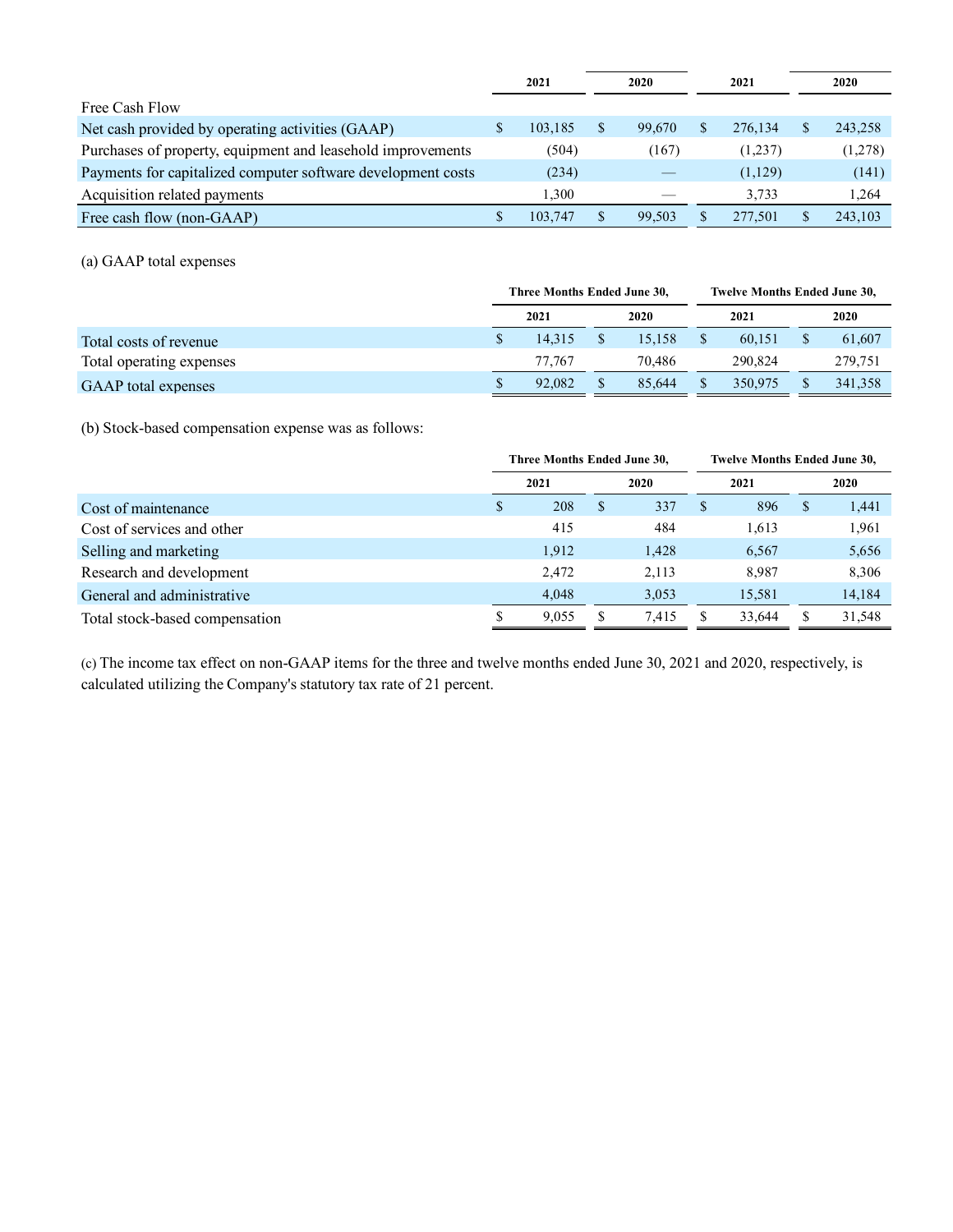| | 2021 | 2020 | 2021 | 2020 |
|---|---|---|---|---|
| Free Cash Flow | | | | |
| Net cash provided by operating activities (GAAP) | $ 103,185 | $ 99,670 | $ 276,134 | $ 243,258 |
| Purchases of property, equipment and leasehold improvements | (504) | (167) | (1,237) | (1,278) |
| Payments for capitalized computer software development costs | (234) | — | (1,129) | (141) |
| Acquisition related payments | 1,300 | — | 3,733 | 1,264 |
| Free cash flow (non-GAAP) | $ 103,747 | $ 99,503 | $ 277,501 | $ 243,103 |

(a) GAAP total expenses

| | Three Months Ended June 30, | | Twelve Months Ended June 30, | |
|---|---|---|---|---|
| | 2021 | 2020 | 2021 | 2020 |
| Total costs of revenue | $ 14,315 | $ 15,158 | $ 60,151 | $ 61,607 |
| Total operating expenses | 77,767 | 70,486 | 290,824 | 279,751 |
| GAAP total expenses | $ 92,082 | $ 85,644 | $ 350,975 | $ 341,358 |

(b) Stock-based compensation expense was as follows:

| | Three Months Ended June 30, | | Twelve Months Ended June 30, | |
|---|---|---|---|---|
| | 2021 | 2020 | 2021 | 2020 |
| Cost of maintenance | $ 208 | $ 337 | $ 896 | $ 1,441 |
| Cost of services and other | 415 | 484 | 1,613 | 1,961 |
| Selling and marketing | 1,912 | 1,428 | 6,567 | 5,656 |
| Research and development | 2,472 | 2,113 | 8,987 | 8,306 |
| General and administrative | 4,048 | 3,053 | 15,581 | 14,184 |
| Total stock-based compensation | $ 9,055 | $ 7,415 | $ 33,644 | $ 31,548 |

(c) The income tax effect on non-GAAP items for the three and twelve months ended June 30, 2021 and 2020, respectively, is calculated utilizing the Company's statutory tax rate of 21 percent.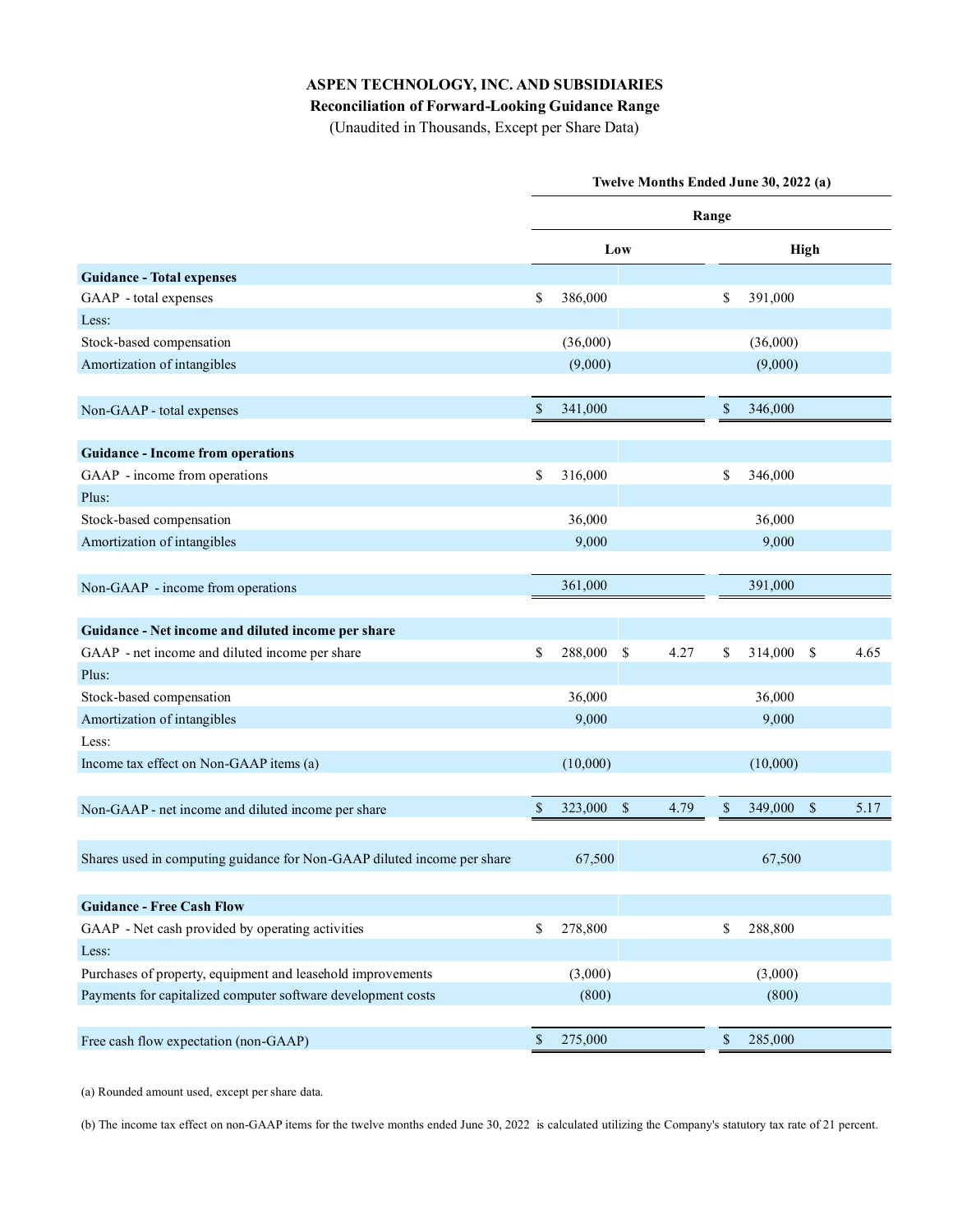**ASPEN TECHNOLOGY, INC. AND SUBSIDIARIES**

**Reconciliation of Forward-Looking Guidance Range**

(Unaudited in Thousands, Except per Share Data)

| | Twelve Months Ended June 30, 2022 (a) | | | |
|---|---|---|---|---|
| | Range | | | |
| | Low | | High | |
| **Guidance - Total expenses** | | | | |
| GAAP - total expenses | $ 386,000 | | $ 391,000 | |
| Less: | | | | |
| Stock-based compensation | (36,000) | | (36,000) | |
| Amortization of intangibles | (9,000) | | (9,000) | |
| Non-GAAP - total expenses | $ 341,000 | | $ 346,000 | |
| **Guidance - Income from operations** | | | | |
| GAAP - income from operations | $ 316,000 | | $ 346,000 | |
| Plus: | | | | |
| Stock-based compensation | 36,000 | | 36,000 | |
| Amortization of intangibles | 9,000 | | 9,000 | |
| Non-GAAP - income from operations | 361,000 | | 391,000 | |
| **Guidance - Net income and diluted income per share** | | | | |
| GAAP - net income and diluted income per share | $ 288,000 | $ 4.27 | $ 314,000 | $ 4.65 |
| Plus: | | | | |
| Stock-based compensation | 36,000 | | 36,000 | |
| Amortization of intangibles | 9,000 | | 9,000 | |
| Less: | | | | |
| Income tax effect on Non-GAAP items (a) | (10,000) | | (10,000) | |
| Non-GAAP - net income and diluted income per share | $ 323,000 | $ 4.79 | $ 349,000 | $ 5.17 |
| Shares used in computing guidance for Non-GAAP diluted income per share | 67,500 | | 67,500 | |
| **Guidance - Free Cash Flow** | | | | |
| GAAP - Net cash provided by operating activities | $ 278,800 | | $ 288,800 | |
| Less: | | | | |
| Purchases of property, equipment and leasehold improvements | (3,000) | | (3,000) | |
| Payments for capitalized computer software development costs | (800) | | (800) | |
| Free cash flow expectation (non-GAAP) | $ 275,000 | | $ 285,000 | |

(a) Rounded amount used, except per share data.

(b) The income tax effect on non-GAAP items for the twelve months ended June 30, 2022 is calculated utilizing the Company's statutory tax rate of 21 percent.